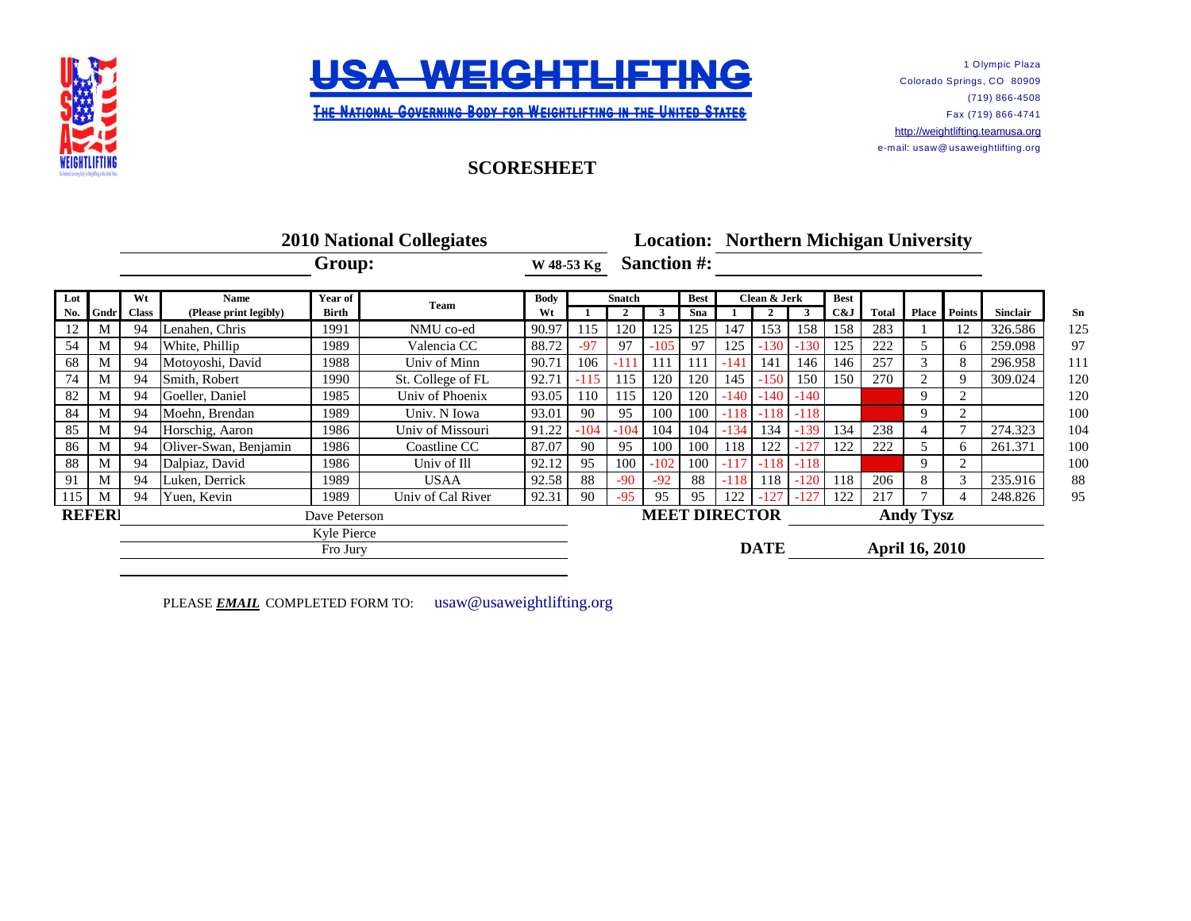# USA WEIGHTLIFTING

THE NATIONAL GOVERNING BODY FOR WEIGHTLIFTING IN THE UNITED STATES

1 Olympic Plaza
Colorado Springs, CO 80909
(719) 866-4508
Fax (719) 866-4741
http://weightlifting.teamusa.org
e-mail: usaw@usaweightlifting.org

## SCORESHEET

**2010 National Collegiates** **Location: Northern Michigan University**

**Group:** W 48-53 Kg **Sanction #:**

| Lot No. | Gndr | Wt Class | Name (Please print legibly) | Year of Birth | Team | Body Wt | Snatch 1 | Snatch 2 | Snatch 3 | Best Sna | Clean & Jerk 1 | Clean & Jerk 2 | Clean & Jerk 3 | Best C&J | Total | Place | Points | Sinclair | Sn |
|---|---|---|---|---|---|---|---|---|---|---|---|---|---|---|---|---|---|---|---|
| 12 | M | 94 | Lenahen, Chris | 1991 | NMU co-ed | 90.97 | 115 | 120 | 125 | 125 | 147 | 153 | 158 | 158 | 283 | 1 | 12 | 326.586 | 125 |
| 54 | M | 94 | White, Phillip | 1989 | Valencia CC | 88.72 | -97 | 97 | -105 | 97 | 125 | -130 | -130 | 125 | 222 | 5 | 6 | 259.098 | 97 |
| 68 | M | 94 | Motoyoshi, David | 1988 | Univ of Minn | 90.71 | 106 | -111 | 111 | 111 | -141 | 141 | 146 | 146 | 257 | 3 | 8 | 296.958 | 111 |
| 74 | M | 94 | Smith, Robert | 1990 | St. College of FL | 92.71 | -115 | 115 | 120 | 120 | 145 | -150 | 150 | 150 | 270 | 2 | 9 | 309.024 | 120 |
| 82 | M | 94 | Goeller, Daniel | 1985 | Univ of Phoenix | 93.05 | 110 | 115 | 120 | 120 | -140 | -140 | -140 | | | 9 | 2 | | 120 |
| 84 | M | 94 | Moehn, Brendan | 1989 | Univ. N Iowa | 93.01 | 90 | 95 | 100 | 100 | -118 | -118 | -118 | | | 9 | 2 | | 100 |
| 85 | M | 94 | Horschig, Aaron | 1986 | Univ of Missouri | 91.22 | -104 | -104 | 104 | 104 | -134 | 134 | -139 | 134 | 238 | 4 | 7 | 274.323 | 104 |
| 86 | M | 94 | Oliver-Swan, Benjamin | 1986 | Coastline CC | 87.07 | 90 | 95 | 100 | 100 | 118 | 122 | -127 | 122 | 222 | 5 | 6 | 261.371 | 100 |
| 88 | M | 94 | Dalpiaz, David | 1986 | Univ of Ill | 92.12 | 95 | 100 | -102 | 100 | -117 | -118 | -118 | | | 9 | 2 | | 100 |
| 91 | M | 94 | Luken, Derrick | 1989 | USAA | 92.58 | 88 | -90 | -92 | 88 | -118 | 118 | -120 | 118 | 206 | 8 | 3 | 235.916 | 88 |
| 115 | M | 94 | Yuen, Kevin | 1989 | Univ of Cal River | 92.31 | 90 | -95 | 95 | 95 | 122 | -127 | -127 | 122 | 217 | 7 | 4 | 248.826 | 95 |

**REFERI** Dave Peterson, Kyle Pierce, Fro Jury

**MEET DIRECTOR** **Andy Tysz**

**DATE** **April 16, 2010**

PLEASE ***EMAIL*** COMPLETED FORM TO: usaw@usaweightlifting.org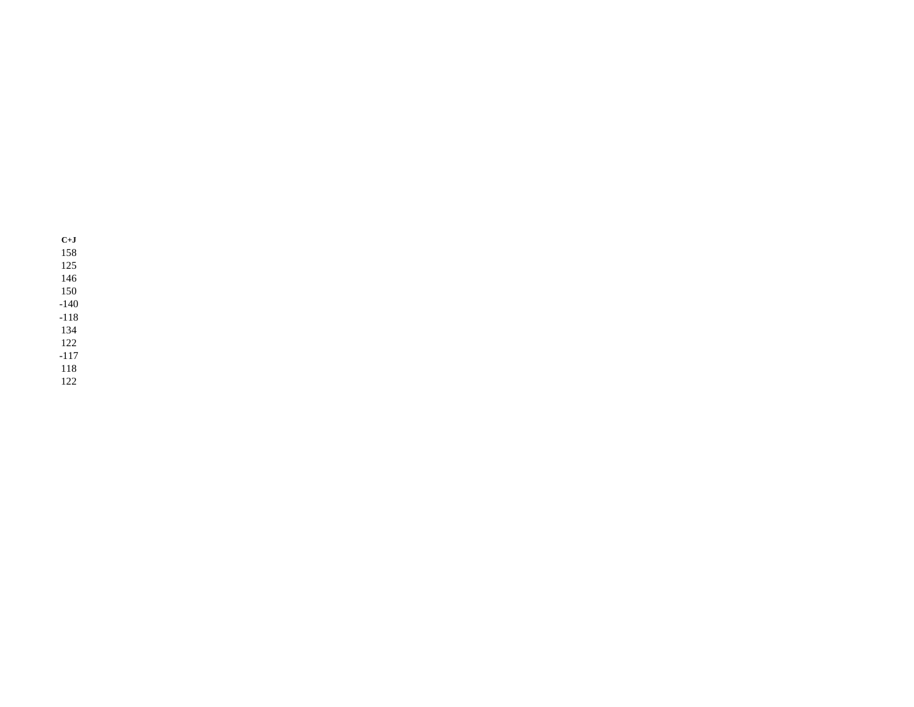| C+J |
| --- |
| 158 |
| 125 |
| 146 |
| 150 |
| -140 |
| -118 |
| 134 |
| 122 |
| -117 |
| 118 |
| 122 |